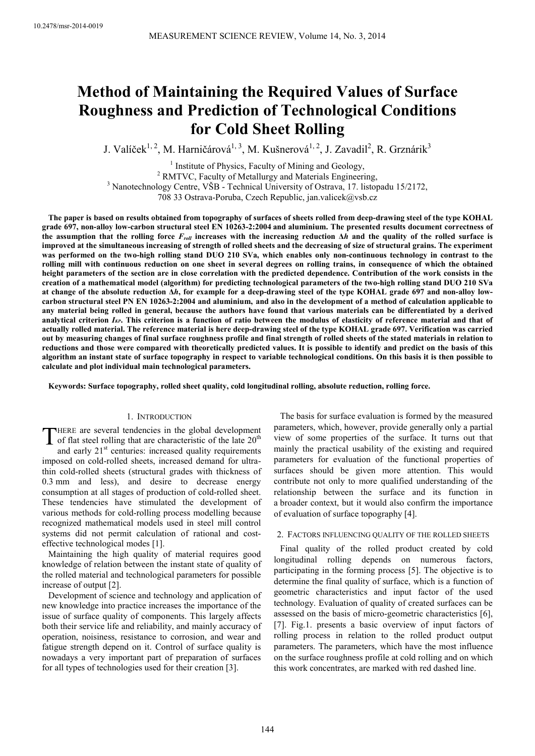10.2478/msr-2014-0019

# Method of Maintaining the Required Values of Surface Roughness and Prediction of Technological Conditions for Cold Sheet Rolling

J. Valíček[1,2], M. Harničárová[1,3], M. Kušnerová[1,2], J. Zavadil[2], R. Grznárik[3]

[1] Institute of Physics, Faculty of Mining and Geology,
[2] RMTVC, Faculty of Metallurgy and Materials Engineering,
[3] Nanotechnology Centre, VŠB - Technical University of Ostrava, 17. listopadu 15/2172, 708 33 Ostrava-Poruba, Czech Republic, jan.valicek@vsb.cz

**The paper is based on results obtained from topography of surfaces of sheets rolled from deep-drawing steel of the type KOHAL grade 697, non-alloy low-carbon structural steel EN 10263-2:2004 and aluminium. The presented results document correctness of the assumption that the rolling force $F_{roll}$ increases with the increasing reduction $\Delta h$ and the quality of the rolled surface is improved at the simultaneous increasing of strength of rolled sheets and the decreasing of size of structural grains. The experiment was performed on the two-high rolling stand DUO 210 SVa, which enables only non-continuous technology in contrast to the rolling mill with continuous reduction on one sheet in several degrees on rolling trains, in consequence of which the obtained height parameters of the section are in close correlation with the predicted dependence. Contribution of the work consists in the creation of a mathematical model (algorithm) for predicting technological parameters of the two-high rolling stand DUO 210 SVa at change of the absolute reduction $\Delta h$, for example for a deep-drawing steel of the type KOHAL grade 697 and non-alloy low-carbon structural steel PN EN 10263-2:2004 and aluminium, and also in the development of a method of calculation applicable to any material being rolled in general, because the authors have found that various materials can be differentiated by a derived analytical criterion $I_{KP}$. This criterion is a function of ratio between the modulus of elasticity of reference material and that of actually rolled material. The reference material is here deep-drawing steel of the type KOHAL grade 697. Verification was carried out by measuring changes of final surface roughness profile and final strength of rolled sheets of the stated materials in relation to reductions and those were compared with theoretically predicted values. It is possible to identify and predict on the basis of this algorithm an instant state of surface topography in respect to variable technological conditions. On this basis it is then possible to calculate and plot individual main technological parameters.**

**Keywords: Surface topography, rolled sheet quality, cold longitudinal rolling, absolute reduction, rolling force.**

## 1. Introduction

There are several tendencies in the global development of flat steel rolling that are characteristic of the late 20th and early 21st centuries: increased quality requirements imposed on cold-rolled sheets, increased demand for ultra-thin cold-rolled sheets (structural grades with thickness of 0.3 mm and less), and desire to decrease energy consumption at all stages of production of cold-rolled sheet. These tendencies have stimulated the development of various methods for cold-rolling process modelling because recognized mathematical models used in steel mill control systems did not permit calculation of rational and cost-effective technological modes [1].

Maintaining the high quality of material requires good knowledge of relation between the instant state of quality of the rolled material and technological parameters for possible increase of output [2].

Development of science and technology and application of new knowledge into practice increases the importance of the issue of surface quality of components. This largely affects both their service life and reliability, and mainly accuracy of operation, noisiness, resistance to corrosion, and wear and fatigue strength depend on it. Control of surface quality is nowadays a very important part of preparation of surfaces for all types of technologies used for their creation [3].

The basis for surface evaluation is formed by the measured parameters, which, however, provide generally only a partial view of some properties of the surface. It turns out that mainly the practical usability of the existing and required parameters for evaluation of the functional properties of surfaces should be given more attention. This would contribute not only to more qualified understanding of the relationship between the surface and its function in a broader context, but it would also confirm the importance of evaluation of surface topography [4].

## 2. Factors influencing quality of the rolled sheets

Final quality of the rolled product created by cold longitudinal rolling depends on numerous factors, participating in the forming process [5]. The objective is to determine the final quality of surface, which is a function of geometric characteristics and input factor of the used technology. Evaluation of quality of created surfaces can be assessed on the basis of micro-geometric characteristics [6], [7]. Fig.1. presents a basic overview of input factors of rolling process in relation to the rolled product output parameters. The parameters, which have the most influence on the surface roughness profile at cold rolling and on which this work concentrates, are marked with red dashed line.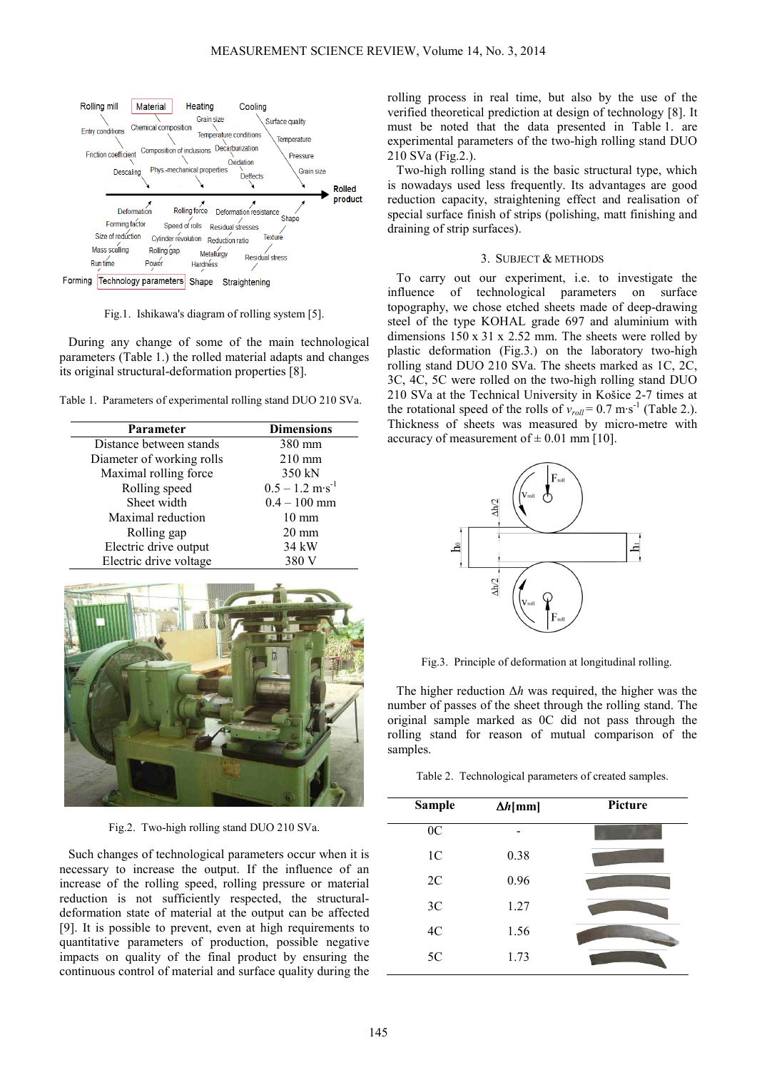Fig.1. Ishikawa's diagram of rolling system [5].

During any change of some of the main technological parameters (Table 1.) the rolled material adapts and changes its original structural-deformation properties [8].

Table 1. Parameters of experimental rolling stand DUO 210 SVa.

| Parameter | Dimensions |
|---|---|
| Distance between stands | 380 mm |
| Diameter of working rolls | 210 mm |
| Maximal rolling force | 350 kN |
| Rolling speed | 0.5 – 1.2 m·s$^{-1}$ |
| Sheet width | 0.4 – 100 mm |
| Maximal reduction | 10 mm |
| Rolling gap | 20 mm |
| Electric drive output | 34 kW |
| Electric drive voltage | 380 V |

Fig.2. Two-high rolling stand DUO 210 SVa.

Such changes of technological parameters occur when it is necessary to increase the output. If the influence of an increase of the rolling speed, rolling pressure or material reduction is not sufficiently respected, the structural-deformation state of material at the output can be affected [9]. It is possible to prevent, even at high requirements to quantitative parameters of production, possible negative impacts on quality of the final product by ensuring the continuous control of material and surface quality during the rolling process in real time, but also by the use of the verified theoretical prediction at design of technology [8]. It must be noted that the data presented in Table 1. are experimental parameters of the two-high rolling stand DUO 210 SVa (Fig.2.).

Two-high rolling stand is the basic structural type, which is nowadays used less frequently. Its advantages are good reduction capacity, straightening effect and realisation of special surface finish of strips (polishing, matt finishing and draining of strip surfaces).

## 3. Subject & methods

To carry out our experiment, i.e. to investigate the influence of technological parameters on surface topography, we chose etched sheets made of deep-drawing steel of the type KOHAL grade 697 and aluminium with dimensions 150 x 31 x 2.52 mm. The sheets were rolled by plastic deformation (Fig.3.) on the laboratory two-high rolling stand DUO 210 SVa. The sheets marked as 1C, 2C, 3C, 4C, 5C were rolled on the two-high rolling stand DUO 210 SVa at the Technical University in Košice 2-7 times at the rotational speed of the rolls of $v_{roll}$ = 0.7 m·s$^{-1}$ (Table 2.). Thickness of sheets was measured by micro-metre with accuracy of measurement of ± 0.01 mm [10].

Fig.3. Principle of deformation at longitudinal rolling.

The higher reduction $\Delta h$ was required, the higher was the number of passes of the sheet through the rolling stand. The original sample marked as 0C did not pass through the rolling stand for reason of mutual comparison of the samples.

Table 2. Technological parameters of created samples.

| Sample | $\Delta h$[mm] | Picture |
|---|---|---|
| 0C | - | |
| 1C | 0.38 | |
| 2C | 0.96 | |
| 3C | 1.27 | |
| 4C | 1.56 | |
| 5C | 1.73 | |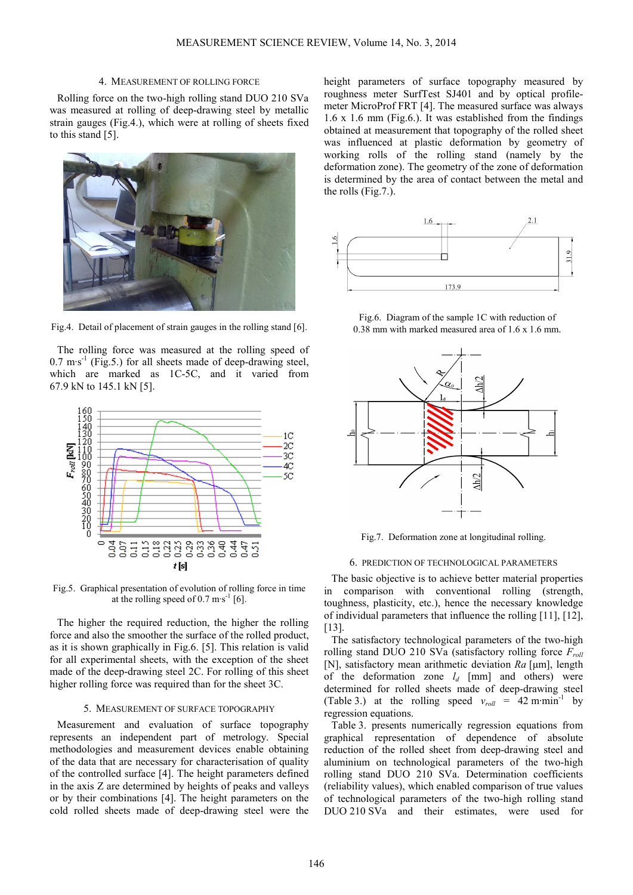## 4. Measurement of Rolling Force

Rolling force on the two-high rolling stand DUO 210 SVa was measured at rolling of deep-drawing steel by metallic strain gauges (Fig.4.), which were at rolling of sheets fixed to this stand [5].

Fig.4. Detail of placement of strain gauges in the rolling stand [6].

The rolling force was measured at the rolling speed of 0.7 $m \cdot s^{-1}$ (Fig.5.) for all sheets made of deep-drawing steel, which are marked as 1C-5C, and it varied from 67.9 kN to 145.1 kN [5].

Fig.5. Graphical presentation of evolution of rolling force in time at the rolling speed of 0.7 $m \cdot s^{-1}$ [6].

The higher the required reduction, the higher the rolling force and also the smoother the surface of the rolled product, as it is shown graphically in Fig.6. [5]. This relation is valid for all experimental sheets, with the exception of the sheet made of the deep-drawing steel 2C. For rolling of this sheet higher rolling force was required than for the sheet 3C.

## 5. Measurement of Surface Topography

Measurement and evaluation of surface topography represents an independent part of metrology. Special methodologies and measurement devices enable obtaining of the data that are necessary for characterisation of quality of the controlled surface [4]. The height parameters defined in the axis Z are determined by heights of peaks and valleys or by their combinations [4]. The height parameters on the cold rolled sheets made of deep-drawing steel were the height parameters of surface topography measured by roughness meter SurfTest SJ401 and by optical profile-meter MicroProf FRT [4]. The measured surface was always 1.6 x 1.6 mm (Fig.6.). It was established from the findings obtained at measurement that topography of the rolled sheet was influenced at plastic deformation by geometry of working rolls of the rolling stand (namely by the deformation zone). The geometry of the zone of deformation is determined by the area of contact between the metal and the rolls (Fig.7.).

Fig.6. Diagram of the sample 1C with reduction of 0.38 mm with marked measured area of 1.6 x 1.6 mm.

Fig.7. Deformation zone at longitudinal rolling.

## 6. Prediction of Technological Parameters

The basic objective is to achieve better material properties in comparison with conventional rolling (strength, toughness, plasticity, etc.), hence the necessary knowledge of individual parameters that influence the rolling [11], [12], [13].

The satisfactory technological parameters of the two-high rolling stand DUO 210 SVa (satisfactory rolling force $F_{roll}$ [N], satisfactory mean arithmetic deviation $Ra$ [μm], length of the deformation zone $l_d$ [mm] and others) were determined for rolled sheets made of deep-drawing steel (Table 3.) at the rolling speed $v_{roll}$ = 42 $m \cdot min^{-1}$ by regression equations.

Table 3. presents numerically regression equations from graphical representation of dependence of absolute reduction of the rolled sheet from deep-drawing steel and aluminium on technological parameters of the two-high rolling stand DUO 210 SVa. Determination coefficients (reliability values), which enabled comparison of true values of technological parameters of the two-high rolling stand DUO 210 SVa and their estimates, were used for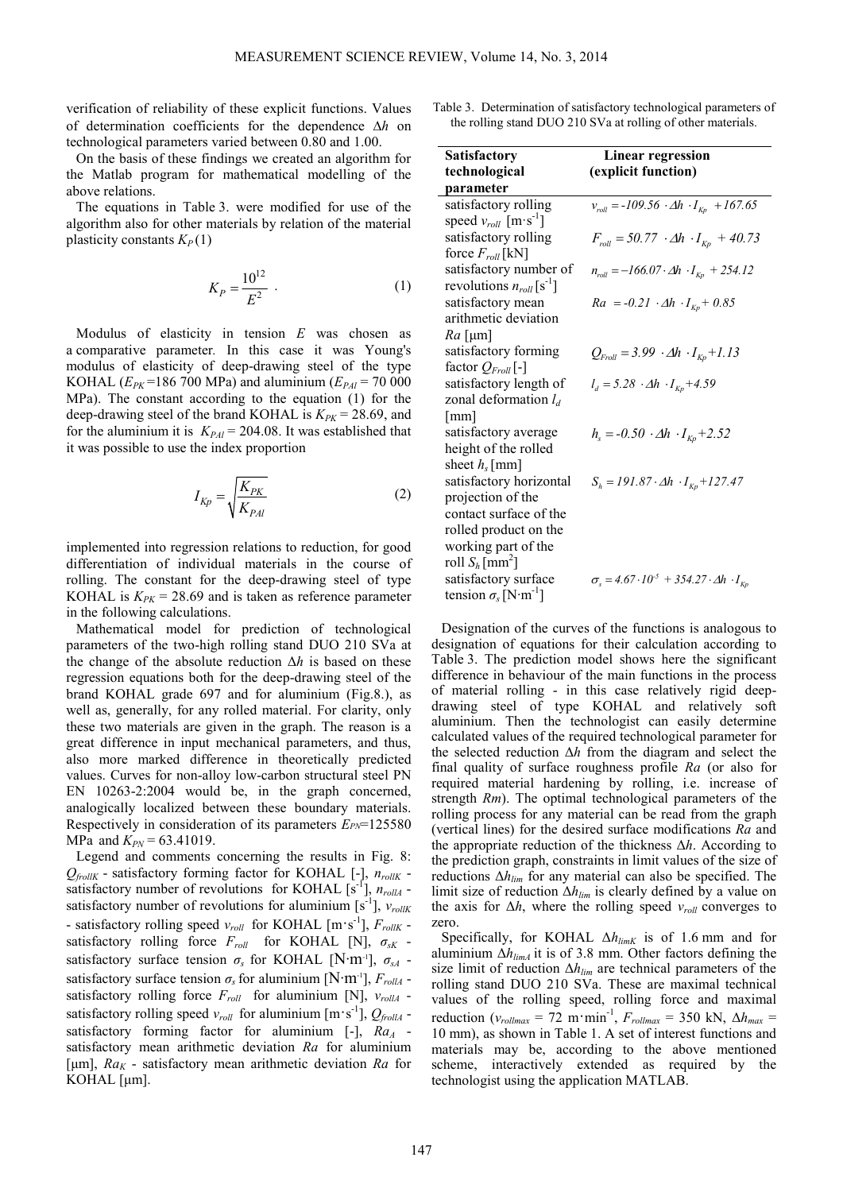verification of reliability of these explicit functions. Values of determination coefficients for the dependence $\Delta h$ on technological parameters varied between 0.80 and 1.00.

On the basis of these findings we created an algorithm for the Matlab program for mathematical modelling of the above relations.

The equations in Table 3. were modified for use of the algorithm also for other materials by relation of the material plasticity constants $K_P$ (1)

$$K_P = \frac{10^{12}}{E^2} \quad . \tag{1}$$

Modulus of elasticity in tension $E$ was chosen as a comparative parameter. In this case it was Young's modulus of elasticity of deep-drawing steel of the type KOHAL ($E_{PK}$ =186 700 MPa) and aluminium ($E_{PAl}$ = 70 000 MPa). The constant according to the equation (1) for the deep-drawing steel of the brand KOHAL is $K_{PK}$ = 28.69, and for the aluminium it is $K_{PAl}$ = 204.08. It was established that it was possible to use the index proportion

$$I_{Kp} = \sqrt{\frac{K_{PK}}{K_{PAl}}} \tag{2}$$

implemented into regression relations to reduction, for good differentiation of individual materials in the course of rolling. The constant for the deep-drawing steel of type KOHAL is $K_{PK}$ = 28.69 and is taken as reference parameter in the following calculations.

Mathematical model for prediction of technological parameters of the two-high rolling stand DUO 210 SVa at the change of the absolute reduction $\Delta h$ is based on these regression equations both for the deep-drawing steel of the brand KOHAL grade 697 and for aluminium (Fig.8.), as well as, generally, for any rolled material. For clarity, only these two materials are given in the graph. The reason is a great difference in input mechanical parameters, and thus, also more marked difference in theoretically predicted values. Curves for non-alloy low-carbon structural steel PN EN 10263-2:2004 would be, in the graph concerned, analogically localized between these boundary materials. Respectively in consideration of its parameters $E_{PN}$=125580 MPa and $K_{PN}$ = 63.41019.

Legend and comments concerning the results in Fig. 8: $Q_{frollK}$ - satisfactory forming factor for KOHAL [-], $n_{rollK}$ - satisfactory number of revolutions for KOHAL [$s^{-1}$], $n_{rollA}$ - satisfactory number of revolutions for aluminium [$s^{-1}$], $v_{rollK}$ - satisfactory rolling speed $v_{roll}$ for KOHAL [$m\cdot s^{-1}$], $F_{rollK}$ - satisfactory rolling force $F_{roll}$ for KOHAL [N], $\sigma_{sK}$ - satisfactory surface tension $\sigma_s$ for KOHAL [$N\cdot m^{-1}$], $\sigma_{sA}$ - satisfactory surface tension $\sigma_s$ for aluminium [$N\cdot m^{-1}$], $F_{rollA}$ - satisfactory rolling force $F_{roll}$ for aluminium [N], $v_{rollA}$ - satisfactory rolling speed $v_{roll}$ for aluminium [$m\cdot s^{-1}$], $Q_{frollA}$ - satisfactory forming factor for aluminium [-], $Ra_A$ - satisfactory mean arithmetic deviation $Ra$ for aluminium [μm], $Ra_K$ - satisfactory mean arithmetic deviation $Ra$ for KOHAL [μm].

Table 3. Determination of satisfactory technological parameters of the rolling stand DUO 210 SVa at rolling of other materials.

| Satisfactory technological parameter | Linear regression (explicit function) |
|---|---|
| satisfactory rolling speed $v_{roll}$ [$m\cdot s^{-1}$] | $v_{roll} = -109.56 \cdot \Delta h \cdot I_{Kp} + 167.65$ |
| satisfactory rolling force $F_{roll}$ [kN] | $F_{roll} = 50.77 \cdot \Delta h \cdot I_{Kp} + 40.73$ |
| satisfactory number of revolutions $n_{roll}$ [$s^{-1}$] | $n_{roll} = -166.07 \cdot \Delta h \cdot I_{Kp} + 254.12$ |
| satisfactory mean arithmetic deviation $Ra$ [μm] | $Ra = -0.21 \cdot \Delta h \cdot I_{Kp} + 0.85$ |
| satisfactory forming factor $Q_{Froll}$ [-] | $Q_{Froll} = 3.99 \cdot \Delta h \cdot I_{Kp} + 1.13$ |
| satisfactory length of zonal deformation $l_d$ [mm] | $l_d = 5.28 \cdot \Delta h \cdot I_{Kp} + 4.59$ |
| satisfactory average height of the rolled sheet $h_s$ [mm] | $h_s = -0.50 \cdot \Delta h \cdot I_{Kp} + 2.52$ |
| satisfactory horizontal projection of the contact surface of the rolled product on the working part of the roll $S_h$ [$mm^2$] | $S_h = 191.87 \cdot \Delta h \cdot I_{Kp} + 127.47$ |
| satisfactory surface tension $\sigma_s$ [$N\cdot m^{-1}$] | $\sigma_s = 4.67 \cdot 10^{-5} + 354.27 \cdot \Delta h \cdot I_{Kp}$ |

Designation of the curves of the functions is analogous to designation of equations for their calculation according to Table 3. The prediction model shows here the significant difference in behaviour of the main functions in the process of material rolling - in this case relatively rigid deep-drawing steel of type KOHAL and relatively soft aluminium. Then the technologist can easily determine calculated values of the required technological parameter for the selected reduction $\Delta h$ from the diagram and select the final quality of surface roughness profile $Ra$ (or also for required material hardening by rolling, i.e. increase of strength $Rm$). The optimal technological parameters of the rolling process for any material can be read from the graph (vertical lines) for the desired surface modifications $Ra$ and the appropriate reduction of the thickness $\Delta h$. According to the prediction graph, constraints in limit values of the size of reductions $\Delta h_{lim}$ for any material can also be specified. The limit size of reduction $\Delta h_{lim}$ is clearly defined by a value on the axis for $\Delta h$, where the rolling speed $v_{roll}$ converges to zero.

Specifically, for KOHAL $\Delta h_{limK}$ is of 1.6 mm and for aluminium $\Delta h_{limA}$ it is of 3.8 mm. Other factors defining the size limit of reduction $\Delta h_{lim}$ are technical parameters of the rolling stand DUO 210 SVa. These are maximal technical values of the rolling speed, rolling force and maximal reduction ($v_{rollmax}$ = 72 $m\cdot min^{-1}$, $F_{rollmax}$ = 350 kN, $\Delta h_{max}$ = 10 mm), as shown in Table 1. A set of interest functions and materials may be, according to the above mentioned scheme, interactively extended as required by the technologist using the application MATLAB.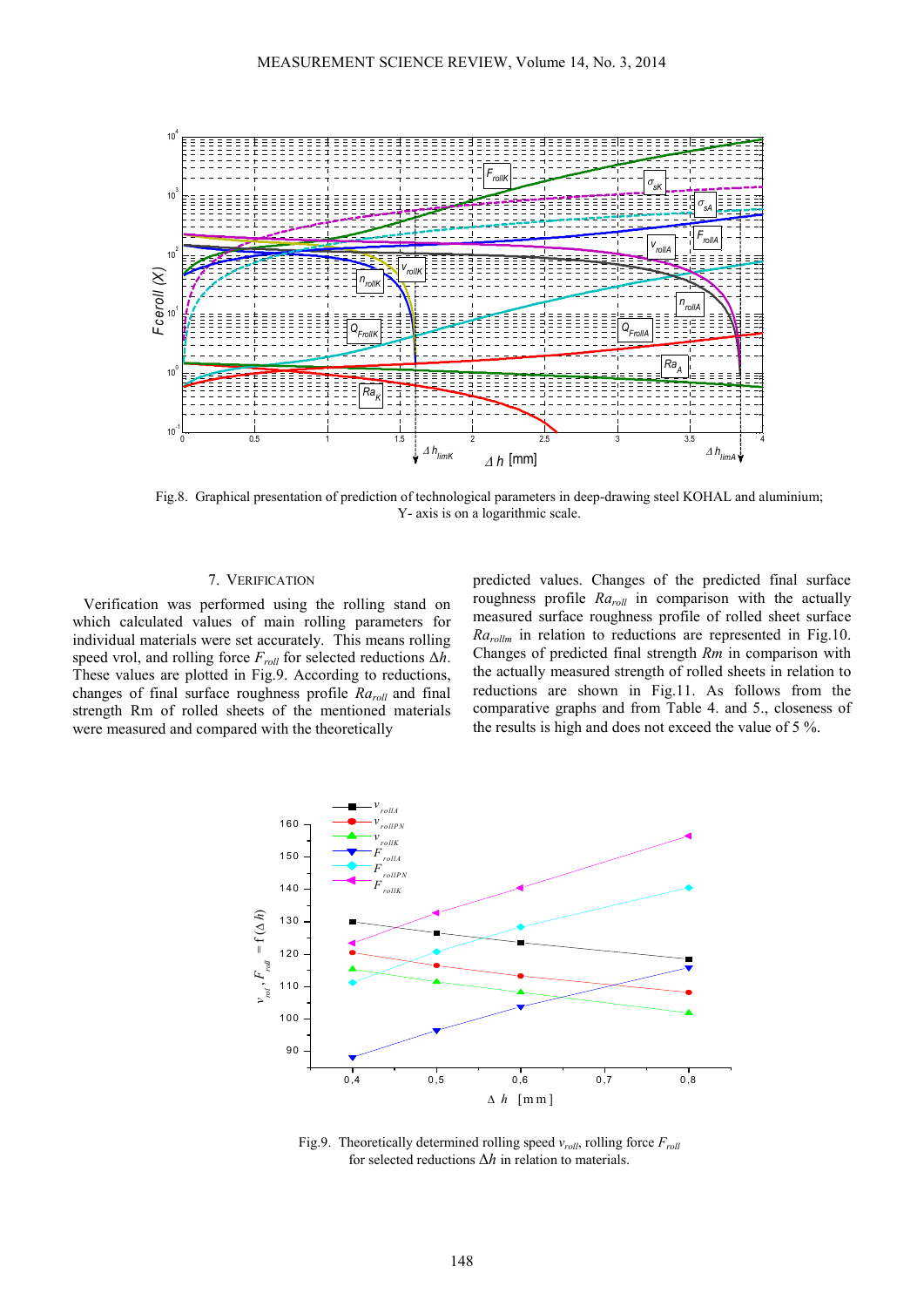Fig.8. Graphical presentation of prediction of technological parameters in deep-drawing steel KOHAL and aluminium; Y- axis is on a logarithmic scale.

## 7. VERIFICATION

Verification was performed using the rolling stand on which calculated values of main rolling parameters for individual materials were set accurately. This means rolling speed vrol, and rolling force $F_{roll}$ for selected reductions $\Delta h$. These values are plotted in Fig.9. According to reductions, changes of final surface roughness profile $Ra_{roll}$ and final strength Rm of rolled sheets of the mentioned materials were measured and compared with the theoretically predicted values. Changes of the predicted final surface roughness profile $Ra_{roll}$ in comparison with the actually measured surface roughness profile of rolled sheet surface $Ra_{rollm}$ in relation to reductions are represented in Fig.10. Changes of predicted final strength $Rm$ in comparison with the actually measured strength of rolled sheets in relation to reductions are shown in Fig.11. As follows from the comparative graphs and from Table 4. and 5., closeness of the results is high and does not exceed the value of 5 %.

Fig.9. Theoretically determined rolling speed $v_{roll}$, rolling force $F_{roll}$ for selected reductions $\Delta h$ in relation to materials.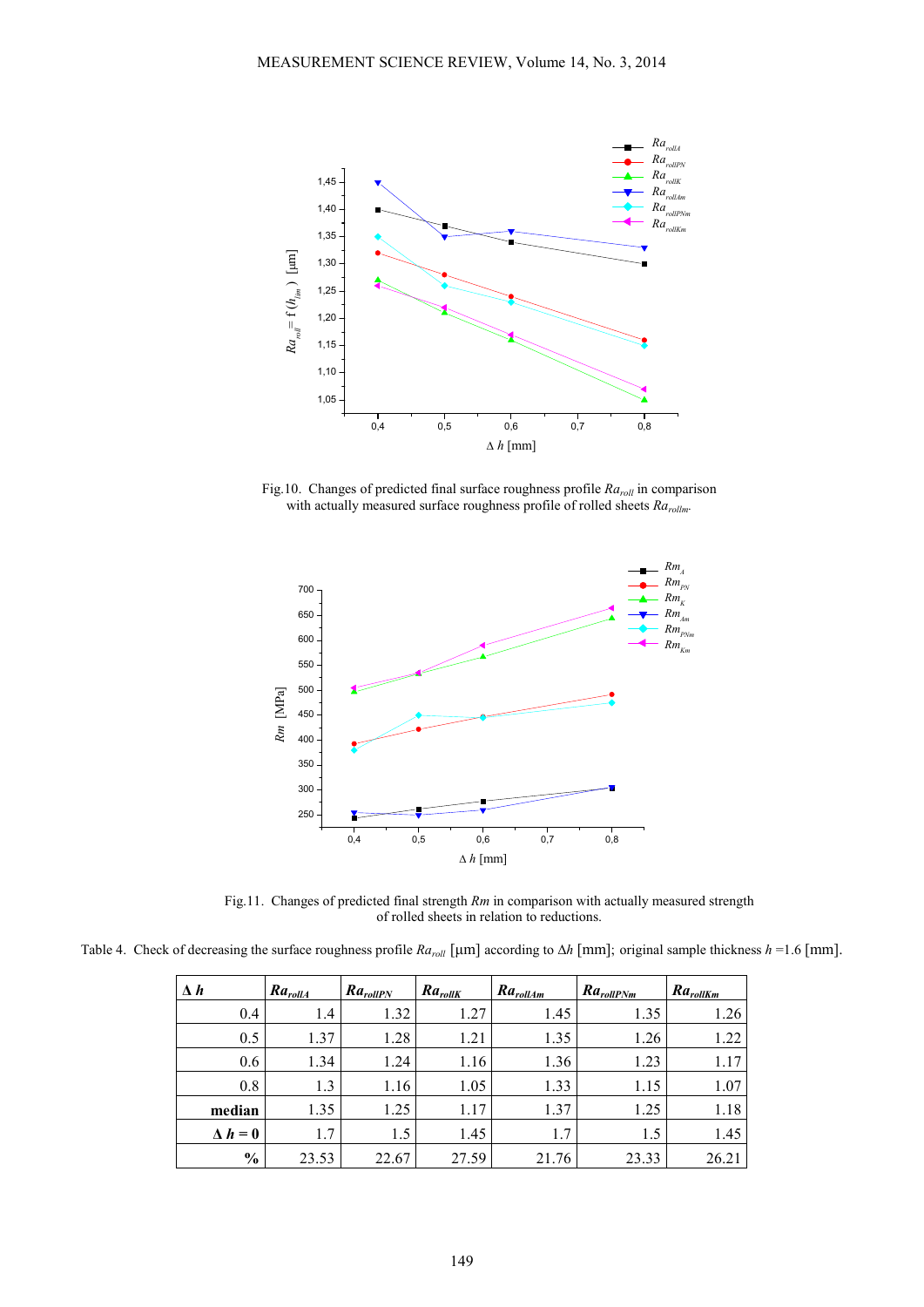Fig.10. Changes of predicted final surface roughness profile $Ra_{roll}$ in comparison with actually measured surface roughness profile of rolled sheets $Ra_{rollm}$.

Fig.11. Changes of predicted final strength $Rm$ in comparison with actually measured strength of rolled sheets in relation to reductions.

Table 4. Check of decreasing the surface roughness profile $Ra_{roll}$ [μm] according to $\Delta h$ [mm]; original sample thickness $h$ =1.6 [mm].

| $\Delta h$ | $Ra_{rollA}$ | $Ra_{rollPN}$ | $Ra_{rollK}$ | $Ra_{rollAm}$ | $Ra_{rollPNm}$ | $Ra_{rollKm}$ |
|---|---|---|---|---|---|---|
| 0.4 | 1.4 | 1.32 | 1.27 | 1.45 | 1.35 | 1.26 |
| 0.5 | 1.37 | 1.28 | 1.21 | 1.35 | 1.26 | 1.22 |
| 0.6 | 1.34 | 1.24 | 1.16 | 1.36 | 1.23 | 1.17 |
| 0.8 | 1.3 | 1.16 | 1.05 | 1.33 | 1.15 | 1.07 |
| **median** | 1.35 | 1.25 | 1.17 | 1.37 | 1.25 | 1.18 |
| **$\Delta h = 0$** | 1.7 | 1.5 | 1.45 | 1.7 | 1.5 | 1.45 |
| **%** | 23.53 | 22.67 | 27.59 | 21.76 | 23.33 | 26.21 |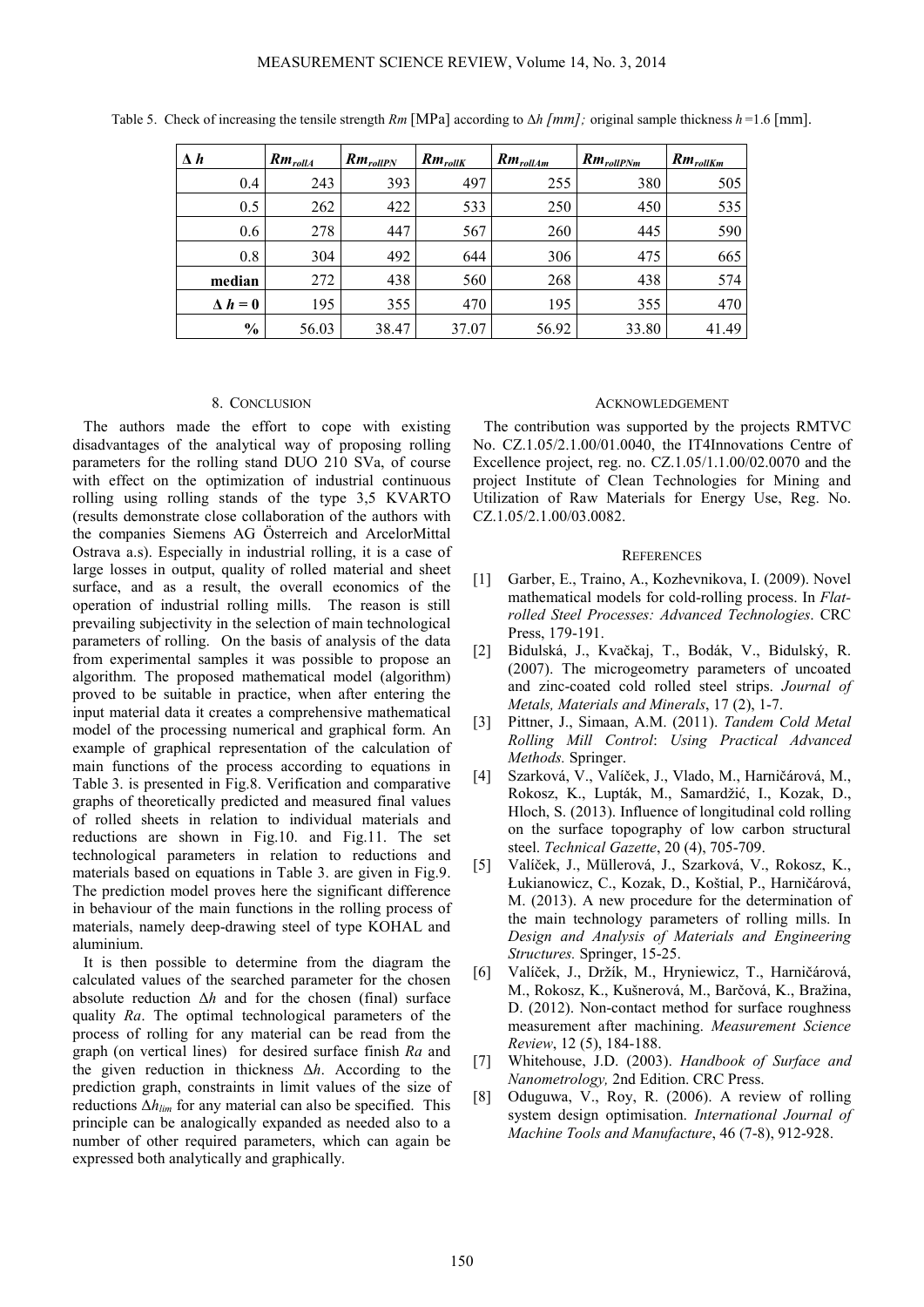Table 5. Check of increasing the tensile strength $Rm$ [MPa] according to $\Delta h$ *[mm];* original sample thickness $h$ =1.6 [mm].

| $\Delta h$ | $Rm_{rollA}$ | $Rm_{rollPN}$ | $Rm_{rollK}$ | $Rm_{rollAm}$ | $Rm_{rollPNm}$ | $Rm_{rollKm}$ |
|---|---|---|---|---|---|---|
| 0.4 | 243 | 393 | 497 | 255 | 380 | 505 |
| 0.5 | 262 | 422 | 533 | 250 | 450 | 535 |
| 0.6 | 278 | 447 | 567 | 260 | 445 | 590 |
| 0.8 | 304 | 492 | 644 | 306 | 475 | 665 |
| **median** | 272 | 438 | 560 | 268 | 438 | 574 |
| $\Delta h = 0$ | 195 | 355 | 470 | 195 | 355 | 470 |
| **%** | 56.03 | 38.47 | 37.07 | 56.92 | 33.80 | 41.49 |

## 8. Conclusion

The authors made the effort to cope with existing disadvantages of the analytical way of proposing rolling parameters for the rolling stand DUO 210 SVa, of course with effect on the optimization of industrial continuous rolling using rolling stands of the type 3,5 KVARTO (results demonstrate close collaboration of the authors with the companies Siemens AG Österreich and ArcelorMittal Ostrava a.s). Especially in industrial rolling, it is a case of large losses in output, quality of rolled material and sheet surface, and as a result, the overall economics of the operation of industrial rolling mills. The reason is still prevailing subjectivity in the selection of main technological parameters of rolling. On the basis of analysis of the data from experimental samples it was possible to propose an algorithm. The proposed mathematical model (algorithm) proved to be suitable in practice, when after entering the input material data it creates a comprehensive mathematical model of the processing numerical and graphical form. An example of graphical representation of the calculation of main functions of the process according to equations in Table 3. is presented in Fig.8. Verification and comparative graphs of theoretically predicted and measured final values of rolled sheets in relation to individual materials and reductions are shown in Fig.10. and Fig.11. The set technological parameters in relation to reductions and materials based on equations in Table 3. are given in Fig.9. The prediction model proves here the significant difference in behaviour of the main functions in the rolling process of materials, namely deep-drawing steel of type KOHAL and aluminium.

It is then possible to determine from the diagram the calculated values of the searched parameter for the chosen absolute reduction $\Delta h$ and for the chosen (final) surface quality $Ra$. The optimal technological parameters of the process of rolling for any material can be read from the graph (on vertical lines) for desired surface finish $Ra$ and the given reduction in thickness $\Delta h$. According to the prediction graph, constraints in limit values of the size of reductions $\Delta h_{lim}$ for any material can also be specified. This principle can be analogically expanded as needed also to a number of other required parameters, which can again be expressed both analytically and graphically.

## Acknowledgement

The contribution was supported by the projects RMTVC No. CZ.1.05/2.1.00/01.0040, the IT4Innovations Centre of Excellence project, reg. no. CZ.1.05/1.1.00/02.0070 and the project Institute of Clean Technologies for Mining and Utilization of Raw Materials for Energy Use, Reg. No. CZ.1.05/2.1.00/03.0082.

## References

[1] Garber, E., Traino, A., Kozhevnikova, I. (2009). Novel mathematical models for cold-rolling process. In *Flat-rolled Steel Processes: Advanced Technologies*. CRC Press, 179-191.

[2] Bidulská, J., Kvačkaj, T., Bodák, V., Bidulský, R. (2007). The microgeometry parameters of uncoated and zinc-coated cold rolled steel strips. *Journal of Metals, Materials and Minerals*, 17 (2), 1-7.

[3] Pittner, J., Simaan, A.M. (2011). *Tandem Cold Metal Rolling Mill Control*: *Using Practical Advanced Methods.* Springer.

[4] Szarková, V., Valíček, J., Vlado, M., Harničárová, M., Rokosz, K., Lupták, M., Samardžić, I., Kozak, D., Hloch, S. (2013). Influence of longitudinal cold rolling on the surface topography of low carbon structural steel. *Technical Gazette*, 20 (4), 705-709.

[5] Valíček, J., Müllerová, J., Szarková, V., Rokosz, K., Łukianowicz, C., Kozak, D., Koštial, P., Harničárová, M. (2013). A new procedure for the determination of the main technology parameters of rolling mills. In *Design and Analysis of Materials and Engineering Structures.* Springer, 15-25.

[6] Valíček, J., Držík, M., Hryniewicz, T., Harničárová, M., Rokosz, K., Kušnerová, M., Barčová, K., Bražina, D. (2012). Non-contact method for surface roughness measurement after machining. *Measurement Science Review*, 12 (5), 184-188.

[7] Whitehouse, J.D. (2003). *Handbook of Surface and Nanometrology,* 2nd Edition. CRC Press.

[8] Oduguwa, V., Roy, R. (2006). A review of rolling system design optimisation. *International Journal of Machine Tools and Manufacture*, 46 (7-8), 912-928.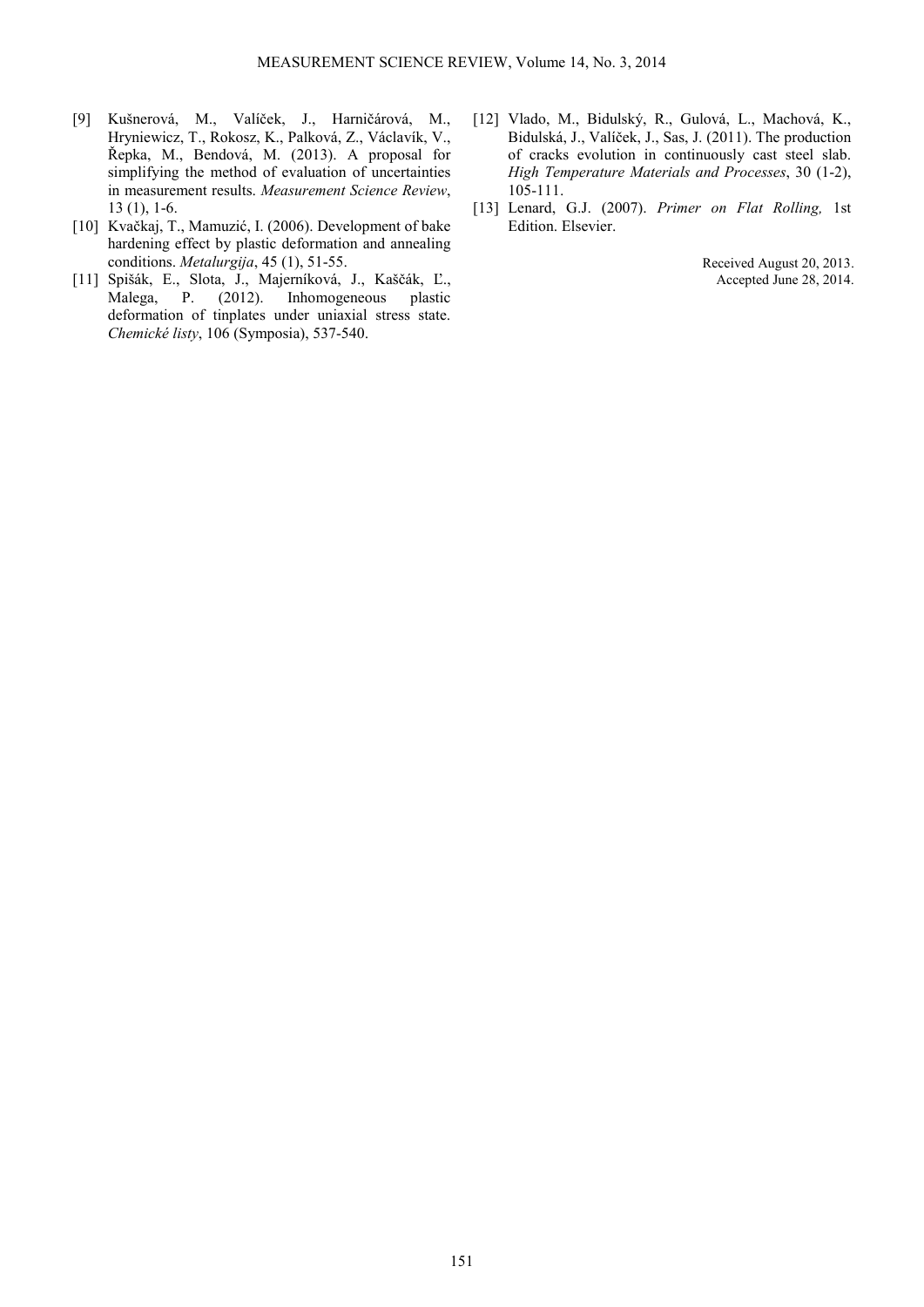[9] Kušnerová, M., Valíček, J., Harničárová, M., Hryniewicz, T., Rokosz, K., Palková, Z., Václavík, V., Řepka, M., Bendová, M. (2013). A proposal for simplifying the method of evaluation of uncertainties in measurement results. *Measurement Science Review*, 13 (1), 1-6.

[10] Kvačkaj, T., Mamuzić, I. (2006). Development of bake hardening effect by plastic deformation and annealing conditions. *Metalurgija*, 45 (1), 51-55.

[11] Spišák, E., Slota, J., Majerníková, J., Kaščák, Ľ., Malega, P. (2012). Inhomogeneous plastic deformation of tinplates under uniaxial stress state. *Chemické listy*, 106 (Symposia), 537-540.

[12] Vlado, M., Bidulský, R., Gulová, L., Machová, K., Bidulská, J., Valíček, J., Sas, J. (2011). The production of cracks evolution in continuously cast steel slab. *High Temperature Materials and Processes*, 30 (1-2), 105-111.

[13] Lenard, G.J. (2007). *Primer on Flat Rolling,* 1st Edition. Elsevier.

Received August 20, 2013.
Accepted June 28, 2014.